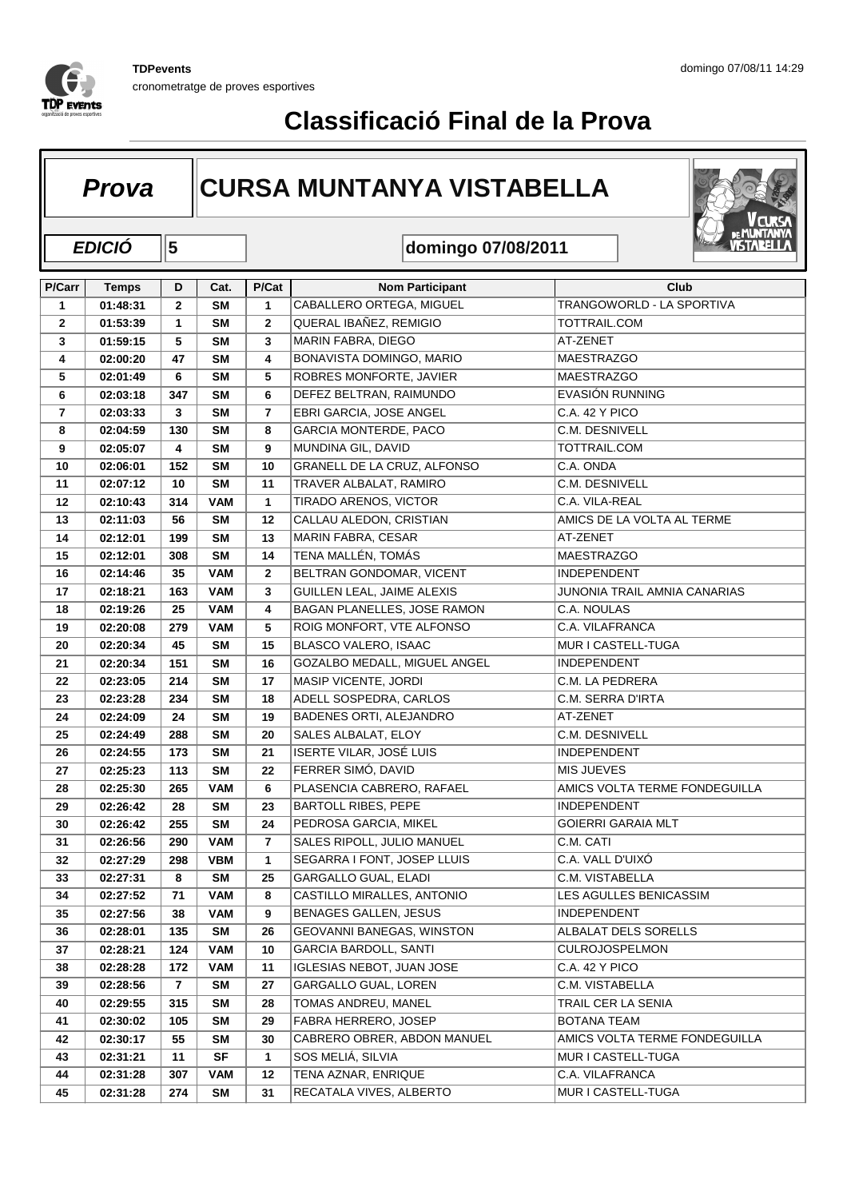TDPevents

cronometratge de proves esportives

domingo 07/08/11 14:29

# Classificació Final de la Prova

**Prova** | **CURSA MUNTANYA VISTABELLA**

**EDICIÓ** 5 | **domingo 07/08/2011**

| P/Carr | Temps | D | Cat. | P/Cat | Nom Participant | Club |
|---|---|---|---|---|---|---|
| 1 | 01:48:31 | 2 | SM | 1 | CABALLERO ORTEGA, MIGUEL | TRANGOWORLD - LA SPORTIVA |
| 2 | 01:53:39 | 1 | SM | 2 | QUERAL IBAÑEZ, REMIGIO | TOTTRAIL.COM |
| 3 | 01:59:15 | 5 | SM | 3 | MARIN FABRA, DIEGO | AT-ZENET |
| 4 | 02:00:20 | 47 | SM | 4 | BONAVISTA DOMINGO, MARIO | MAESTRAZGO |
| 5 | 02:01:49 | 6 | SM | 5 | ROBRES MONFORTE, JAVIER | MAESTRAZGO |
| 6 | 02:03:18 | 347 | SM | 6 | DEFEZ BELTRAN, RAIMUNDO | EVASIÓN RUNNING |
| 7 | 02:03:33 | 3 | SM | 7 | EBRI GARCIA, JOSE ANGEL | C.A. 42 Y PICO |
| 8 | 02:04:59 | 130 | SM | 8 | GARCIA MONTERDE, PACO | C.M. DESNIVELL |
| 9 | 02:05:07 | 4 | SM | 9 | MUNDINA GIL, DAVID | TOTTRAIL.COM |
| 10 | 02:06:01 | 152 | SM | 10 | GRANELL DE LA CRUZ, ALFONSO | C.A. ONDA |
| 11 | 02:07:12 | 10 | SM | 11 | TRAVER ALBALAT, RAMIRO | C.M. DESNIVELL |
| 12 | 02:10:43 | 314 | VAM | 1 | TIRADO ARENOS, VICTOR | C.A. VILA-REAL |
| 13 | 02:11:03 | 56 | SM | 12 | CALLAU ALEDON, CRISTIAN | AMICS DE LA VOLTA AL TERME |
| 14 | 02:12:01 | 199 | SM | 13 | MARIN FABRA, CESAR | AT-ZENET |
| 15 | 02:12:01 | 308 | SM | 14 | TENA MALLÉN, TOMÁS | MAESTRAZGO |
| 16 | 02:14:46 | 35 | VAM | 2 | BELTRAN GONDOMAR, VICENT | INDEPENDENT |
| 17 | 02:18:21 | 163 | VAM | 3 | GUILLEN LEAL, JAIME ALEXIS | JUNONIA TRAIL AMNIA CANARIAS |
| 18 | 02:19:26 | 25 | VAM | 4 | BAGAN PLANELLES, JOSE RAMON | C.A. NOULAS |
| 19 | 02:20:08 | 279 | VAM | 5 | ROIG MONFORT, VTE ALFONSO | C.A. VILAFRANCA |
| 20 | 02:20:34 | 45 | SM | 15 | BLASCO VALERO, ISAAC | MUR I CASTELL-TUGA |
| 21 | 02:20:34 | 151 | SM | 16 | GOZALBO MEDALL, MIGUEL ANGEL | INDEPENDENT |
| 22 | 02:23:05 | 214 | SM | 17 | MASIP VICENTE, JORDI | C.M. LA PEDRERA |
| 23 | 02:23:28 | 234 | SM | 18 | ADELL SOSPEDRA, CARLOS | C.M. SERRA D'IRTA |
| 24 | 02:24:09 | 24 | SM | 19 | BADENES ORTI, ALEJANDRO | AT-ZENET |
| 25 | 02:24:49 | 288 | SM | 20 | SALES ALBALAT, ELOY | C.M. DESNIVELL |
| 26 | 02:24:55 | 173 | SM | 21 | ISERTE VILAR, JOSÉ LUIS | INDEPENDENT |
| 27 | 02:25:23 | 113 | SM | 22 | FERRER SIMÓ, DAVID | MIS JUEVES |
| 28 | 02:25:30 | 265 | VAM | 6 | PLASENCIA CABRERO, RAFAEL | AMICS VOLTA TERME FONDEGUILLA |
| 29 | 02:26:42 | 28 | SM | 23 | BARTOLL RIBES, PEPE | INDEPENDENT |
| 30 | 02:26:42 | 255 | SM | 24 | PEDROSA GARCIA, MIKEL | GOIERRI GARAIA MLT |
| 31 | 02:26:56 | 290 | VAM | 7 | SALES RIPOLL, JULIO MANUEL | C.M. CATI |
| 32 | 02:27:29 | 298 | VBM | 1 | SEGARRA I FONT, JOSEP LLUIS | C.A. VALL D'UIXÓ |
| 33 | 02:27:31 | 8 | SM | 25 | GARGALLO GUAL, ELADI | C.M. VISTABELLA |
| 34 | 02:27:52 | 71 | VAM | 8 | CASTILLO MIRALLES, ANTONIO | LES AGULLES BENICASSIM |
| 35 | 02:27:56 | 38 | VAM | 9 | BENAGES GALLEN, JESUS | INDEPENDENT |
| 36 | 02:28:01 | 135 | SM | 26 | GEOVANNI BANEGAS, WINSTON | ALBALAT DELS SORELLS |
| 37 | 02:28:21 | 124 | VAM | 10 | GARCIA BARDOLL, SANTI | CULROJOSPELMON |
| 38 | 02:28:28 | 172 | VAM | 11 | IGLESIAS NEBOT, JUAN JOSE | C.A. 42 Y PICO |
| 39 | 02:28:56 | 7 | SM | 27 | GARGALLO GUAL, LOREN | C.M. VISTABELLA |
| 40 | 02:29:55 | 315 | SM | 28 | TOMAS ANDREU, MANEL | TRAIL CER LA SENIA |
| 41 | 02:30:02 | 105 | SM | 29 | FABRA HERRERO, JOSEP | BOTANA TEAM |
| 42 | 02:30:17 | 55 | SM | 30 | CABRERO OBRER, ABDON MANUEL | AMICS VOLTA TERME FONDEGUILLA |
| 43 | 02:31:21 | 11 | SF | 1 | SOS MELIÁ, SILVIA | MUR I CASTELL-TUGA |
| 44 | 02:31:28 | 307 | VAM | 12 | TENA AZNAR, ENRIQUE | C.A. VILAFRANCA |
| 45 | 02:31:28 | 274 | SM | 31 | RECATALA VIVES, ALBERTO | MUR I CASTELL-TUGA |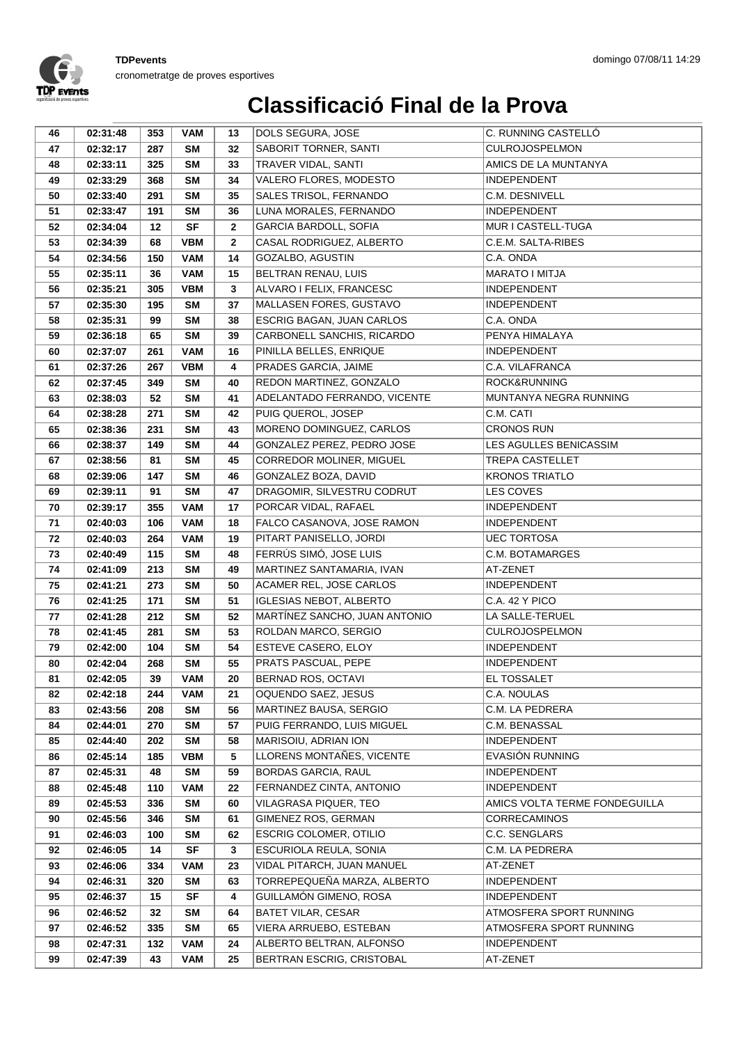# Classificació Final de la Prova

| | | | | | | |
|---|---|---|---|---|---|---|
| 46 | 02:31:48 | 353 | VAM | 13 | DOLS SEGURA, JOSE | C. RUNNING CASTELLÓ |
| 47 | 02:32:17 | 287 | SM | 32 | SABORIT TORNER, SANTI | CULROJOSPELMON |
| 48 | 02:33:11 | 325 | SM | 33 | TRAVER VIDAL, SANTI | AMICS DE LA MUNTANYA |
| 49 | 02:33:29 | 368 | SM | 34 | VALERO FLORES, MODESTO | INDEPENDENT |
| 50 | 02:33:40 | 291 | SM | 35 | SALES TRISOL, FERNANDO | C.M. DESNIVELL |
| 51 | 02:33:47 | 191 | SM | 36 | LUNA MORALES, FERNANDO | INDEPENDENT |
| 52 | 02:34:04 | 12 | SF | 2 | GARCIA BARDOLL, SOFIA | MUR I CASTELL-TUGA |
| 53 | 02:34:39 | 68 | VBM | 2 | CASAL RODRIGUEZ, ALBERTO | C.E.M. SALTA-RIBES |
| 54 | 02:34:56 | 150 | VAM | 14 | GOZALBO, AGUSTIN | C.A. ONDA |
| 55 | 02:35:11 | 36 | VAM | 15 | BELTRAN RENAU, LUIS | MARATO I MITJA |
| 56 | 02:35:21 | 305 | VBM | 3 | ALVARO I FELIX, FRANCESC | INDEPENDENT |
| 57 | 02:35:30 | 195 | SM | 37 | MALLASEN FORES, GUSTAVO | INDEPENDENT |
| 58 | 02:35:31 | 99 | SM | 38 | ESCRIG BAGAN, JUAN CARLOS | C.A. ONDA |
| 59 | 02:36:18 | 65 | SM | 39 | CARBONELL SANCHIS, RICARDO | PENYA HIMALAYA |
| 60 | 02:37:07 | 261 | VAM | 16 | PINILLA BELLES, ENRIQUE | INDEPENDENT |
| 61 | 02:37:26 | 267 | VBM | 4 | PRADES GARCIA, JAIME | C.A. VILAFRANCA |
| 62 | 02:37:45 | 349 | SM | 40 | REDON MARTINEZ, GONZALO | ROCK&RUNNING |
| 63 | 02:38:03 | 52 | SM | 41 | ADELANTADO FERRANDO, VICENTE | MUNTANYA NEGRA RUNNING |
| 64 | 02:38:28 | 271 | SM | 42 | PUIG QUEROL, JOSEP | C.M. CATI |
| 65 | 02:38:36 | 231 | SM | 43 | MORENO DOMINGUEZ, CARLOS | CRONOS RUN |
| 66 | 02:38:37 | 149 | SM | 44 | GONZALEZ PEREZ, PEDRO JOSE | LES AGULLES BENICASSIM |
| 67 | 02:38:56 | 81 | SM | 45 | CORREDOR MOLINER, MIGUEL | TREPA CASTELLET |
| 68 | 02:39:06 | 147 | SM | 46 | GONZALEZ BOZA, DAVID | KRONOS TRIATLO |
| 69 | 02:39:11 | 91 | SM | 47 | DRAGOMIR, SILVESTRU CODRUT | LES COVES |
| 70 | 02:39:17 | 355 | VAM | 17 | PORCAR VIDAL, RAFAEL | INDEPENDENT |
| 71 | 02:40:03 | 106 | VAM | 18 | FALCO CASANOVA, JOSE RAMON | INDEPENDENT |
| 72 | 02:40:03 | 264 | VAM | 19 | PITART PANISELLO, JORDI | UEC TORTOSA |
| 73 | 02:40:49 | 115 | SM | 48 | FERRÚS SIMÓ, JOSE LUIS | C.M. BOTAMARGES |
| 74 | 02:41:09 | 213 | SM | 49 | MARTINEZ SANTAMARIA, IVAN | AT-ZENET |
| 75 | 02:41:21 | 273 | SM | 50 | ACAMER REL, JOSE CARLOS | INDEPENDENT |
| 76 | 02:41:25 | 171 | SM | 51 | IGLESIAS NEBOT, ALBERTO | C.A. 42 Y PICO |
| 77 | 02:41:28 | 212 | SM | 52 | MARTÍNEZ SANCHO, JUAN ANTONIO | LA SALLE-TERUEL |
| 78 | 02:41:45 | 281 | SM | 53 | ROLDAN MARCO, SERGIO | CULROJOSPELMON |
| 79 | 02:42:00 | 104 | SM | 54 | ESTEVE CASERO, ELOY | INDEPENDENT |
| 80 | 02:42:04 | 268 | SM | 55 | PRATS PASCUAL, PEPE | INDEPENDENT |
| 81 | 02:42:05 | 39 | VAM | 20 | BERNAD ROS, OCTAVI | EL TOSSALET |
| 82 | 02:42:18 | 244 | VAM | 21 | OQUENDO SAEZ, JESUS | C.A. NOULAS |
| 83 | 02:43:56 | 208 | SM | 56 | MARTINEZ BAUSA, SERGIO | C.M. LA PEDRERA |
| 84 | 02:44:01 | 270 | SM | 57 | PUIG FERRANDO, LUIS MIGUEL | C.M. BENASSAL |
| 85 | 02:44:40 | 202 | SM | 58 | MARISOIU, ADRIAN ION | INDEPENDENT |
| 86 | 02:45:14 | 185 | VBM | 5 | LLORENS MONTAÑES, VICENTE | EVASIÓN RUNNING |
| 87 | 02:45:31 | 48 | SM | 59 | BORDAS GARCIA, RAUL | INDEPENDENT |
| 88 | 02:45:48 | 110 | VAM | 22 | FERNANDEZ CINTA, ANTONIO | INDEPENDENT |
| 89 | 02:45:53 | 336 | SM | 60 | VILAGRASA PIQUER, TEO | AMICS VOLTA TERME FONDEGUILLA |
| 90 | 02:45:56 | 346 | SM | 61 | GIMENEZ ROS, GERMAN | CORRECAMINOS |
| 91 | 02:46:03 | 100 | SM | 62 | ESCRIG COLOMER, OTILIO | C.C. SENGLARS |
| 92 | 02:46:05 | 14 | SF | 3 | ESCURIOLA REULA, SONIA | C.M. LA PEDRERA |
| 93 | 02:46:06 | 334 | VAM | 23 | VIDAL PITARCH, JUAN MANUEL | AT-ZENET |
| 94 | 02:46:31 | 320 | SM | 63 | TORREPEQUEÑA MARZA, ALBERTO | INDEPENDENT |
| 95 | 02:46:37 | 15 | SF | 4 | GUILLAMÓN GIMENO, ROSA | INDEPENDENT |
| 96 | 02:46:52 | 32 | SM | 64 | BATET VILAR, CESAR | ATMOSFERA SPORT RUNNING |
| 97 | 02:46:52 | 335 | SM | 65 | VIERA ARRUEBO, ESTEBAN | ATMOSFERA SPORT RUNNING |
| 98 | 02:47:31 | 132 | VAM | 24 | ALBERTO BELTRAN, ALFONSO | INDEPENDENT |
| 99 | 02:47:39 | 43 | VAM | 25 | BERTRAN ESCRIG, CRISTOBAL | AT-ZENET |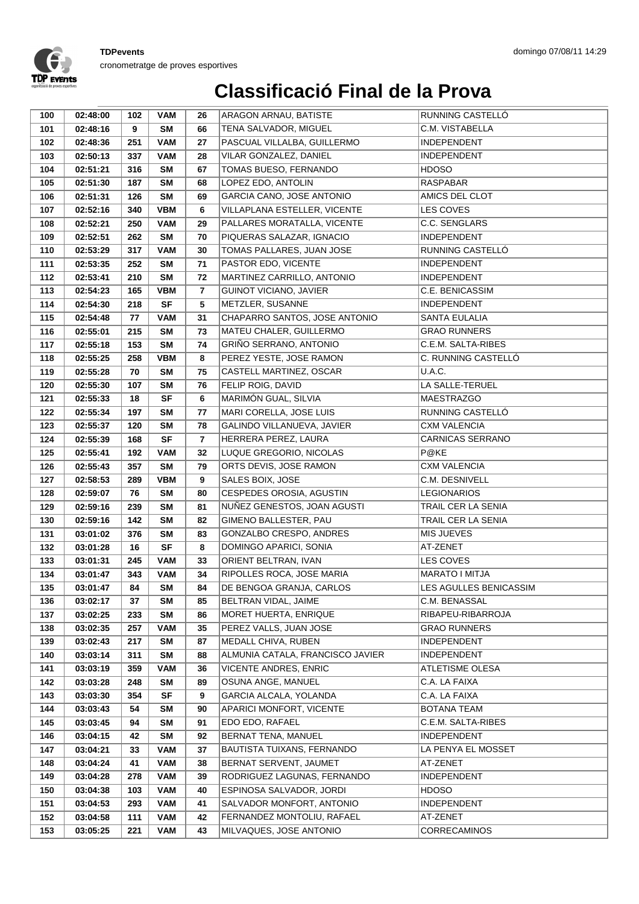# Classificació Final de la Prova

| 100 | 02:48:00 | 102 | VAM | 26 | ARAGON ARNAU, BATISTE | RUNNING CASTELLÓ |
|---|---|---|---|---|---|---|
| 101 | 02:48:16 | 9 | SM | 66 | TENA SALVADOR, MIGUEL | C.M. VISTABELLA |
| 102 | 02:48:36 | 251 | VAM | 27 | PASCUAL VILLALBA, GUILLERMO | INDEPENDENT |
| 103 | 02:50:13 | 337 | VAM | 28 | VILAR GONZALEZ, DANIEL | INDEPENDENT |
| 104 | 02:51:21 | 316 | SM | 67 | TOMAS BUESO, FERNANDO | HDOSO |
| 105 | 02:51:30 | 187 | SM | 68 | LOPEZ EDO, ANTOLIN | RASPABAR |
| 106 | 02:51:31 | 126 | SM | 69 | GARCIA CANO, JOSE ANTONIO | AMICS DEL CLOT |
| 107 | 02:52:16 | 340 | VBM | 6 | VILLAPLANA ESTELLER, VICENTE | LES COVES |
| 108 | 02:52:21 | 250 | VAM | 29 | PALLARES MORATALLA, VICENTE | C.C. SENGLARS |
| 109 | 02:52:51 | 262 | SM | 70 | PIQUERAS SALAZAR, IGNACIO | INDEPENDENT |
| 110 | 02:53:29 | 317 | VAM | 30 | TOMAS PALLARES, JUAN JOSE | RUNNING CASTELLÓ |
| 111 | 02:53:35 | 252 | SM | 71 | PASTOR EDO, VICENTE | INDEPENDENT |
| 112 | 02:53:41 | 210 | SM | 72 | MARTINEZ CARRILLO, ANTONIO | INDEPENDENT |
| 113 | 02:54:23 | 165 | VBM | 7 | GUINOT VICIANO, JAVIER | C.E. BENICASSIM |
| 114 | 02:54:30 | 218 | SF | 5 | METZLER, SUSANNE | INDEPENDENT |
| 115 | 02:54:48 | 77 | VAM | 31 | CHAPARRO SANTOS, JOSE ANTONIO | SANTA EULALIA |
| 116 | 02:55:01 | 215 | SM | 73 | MATEU CHALER, GUILLERMO | GRAO RUNNERS |
| 117 | 02:55:18 | 153 | SM | 74 | GRIÑO SERRANO, ANTONIO | C.E.M. SALTA-RIBES |
| 118 | 02:55:25 | 258 | VBM | 8 | PEREZ YESTE, JOSE RAMON | C. RUNNING CASTELLÓ |
| 119 | 02:55:28 | 70 | SM | 75 | CASTELL MARTINEZ, OSCAR | U.A.C. |
| 120 | 02:55:30 | 107 | SM | 76 | FELIP ROIG, DAVID | LA SALLE-TERUEL |
| 121 | 02:55:33 | 18 | SF | 6 | MARIMÓN GUAL, SILVIA | MAESTRAZGO |
| 122 | 02:55:34 | 197 | SM | 77 | MARI CORELLA, JOSE LUIS | RUNNING CASTELLÓ |
| 123 | 02:55:37 | 120 | SM | 78 | GALINDO VILLANUEVA, JAVIER | CXM VALENCIA |
| 124 | 02:55:39 | 168 | SF | 7 | HERRERA PEREZ, LAURA | CARNICAS SERRANO |
| 125 | 02:55:41 | 192 | VAM | 32 | LUQUE GREGORIO, NICOLAS | P@KE |
| 126 | 02:55:43 | 357 | SM | 79 | ORTS DEVIS, JOSE RAMON | CXM VALENCIA |
| 127 | 02:58:53 | 289 | VBM | 9 | SALES BOIX, JOSE | C.M. DESNIVELL |
| 128 | 02:59:07 | 76 | SM | 80 | CESPEDES OROSIA, AGUSTIN | LEGIONARIOS |
| 129 | 02:59:16 | 239 | SM | 81 | NUÑEZ GENESTOS, JOAN AGUSTI | TRAIL CER LA SENIA |
| 130 | 02:59:16 | 142 | SM | 82 | GIMENO BALLESTER, PAU | TRAIL CER LA SENIA |
| 131 | 03:01:02 | 376 | SM | 83 | GONZALBO CRESPO, ANDRES | MIS JUEVES |
| 132 | 03:01:28 | 16 | SF | 8 | DOMINGO APARICI, SONIA | AT-ZENET |
| 133 | 03:01:31 | 245 | VAM | 33 | ORIENT BELTRAN, IVAN | LES COVES |
| 134 | 03:01:47 | 343 | VAM | 34 | RIPOLLES ROCA, JOSE MARIA | MARATO I MITJA |
| 135 | 03:01:47 | 84 | SM | 84 | DE BENGOA GRANJA, CARLOS | LES AGULLES BENICASSIM |
| 136 | 03:02:17 | 37 | SM | 85 | BELTRAN VIDAL, JAIME | C.M. BENASSAL |
| 137 | 03:02:25 | 233 | SM | 86 | MORET HUERTA, ENRIQUE | RIBAPEU-RIBARROJA |
| 138 | 03:02:35 | 257 | VAM | 35 | PEREZ VALLS, JUAN JOSE | GRAO RUNNERS |
| 139 | 03:02:43 | 217 | SM | 87 | MEDALL CHIVA, RUBEN | INDEPENDENT |
| 140 | 03:03:14 | 311 | SM | 88 | ALMUNIA CATALA, FRANCISCO JAVIER | INDEPENDENT |
| 141 | 03:03:19 | 359 | VAM | 36 | VICENTE ANDRES, ENRIC | ATLETISME OLESA |
| 142 | 03:03:28 | 248 | SM | 89 | OSUNA ANGE, MANUEL | C.A. LA FAIXA |
| 143 | 03:03:30 | 354 | SF | 9 | GARCIA ALCALA, YOLANDA | C.A. LA FAIXA |
| 144 | 03:03:43 | 54 | SM | 90 | APARICI MONFORT, VICENTE | BOTANA TEAM |
| 145 | 03:03:45 | 94 | SM | 91 | EDO EDO, RAFAEL | C.E.M. SALTA-RIBES |
| 146 | 03:04:15 | 42 | SM | 92 | BERNAT TENA, MANUEL | INDEPENDENT |
| 147 | 03:04:21 | 33 | VAM | 37 | BAUTISTA TUIXANS, FERNANDO | LA PENYA EL MOSSET |
| 148 | 03:04:24 | 41 | VAM | 38 | BERNAT SERVENT, JAUMET | AT-ZENET |
| 149 | 03:04:28 | 278 | VAM | 39 | RODRIGUEZ LAGUNAS, FERNANDO | INDEPENDENT |
| 150 | 03:04:38 | 103 | VAM | 40 | ESPINOSA SALVADOR, JORDI | HDOSO |
| 151 | 03:04:53 | 293 | VAM | 41 | SALVADOR MONFORT, ANTONIO | INDEPENDENT |
| 152 | 03:04:58 | 111 | VAM | 42 | FERNANDEZ MONTOLIU, RAFAEL | AT-ZENET |
| 153 | 03:05:25 | 221 | VAM | 43 | MILVAQUES, JOSE ANTONIO | CORRECAMINOS |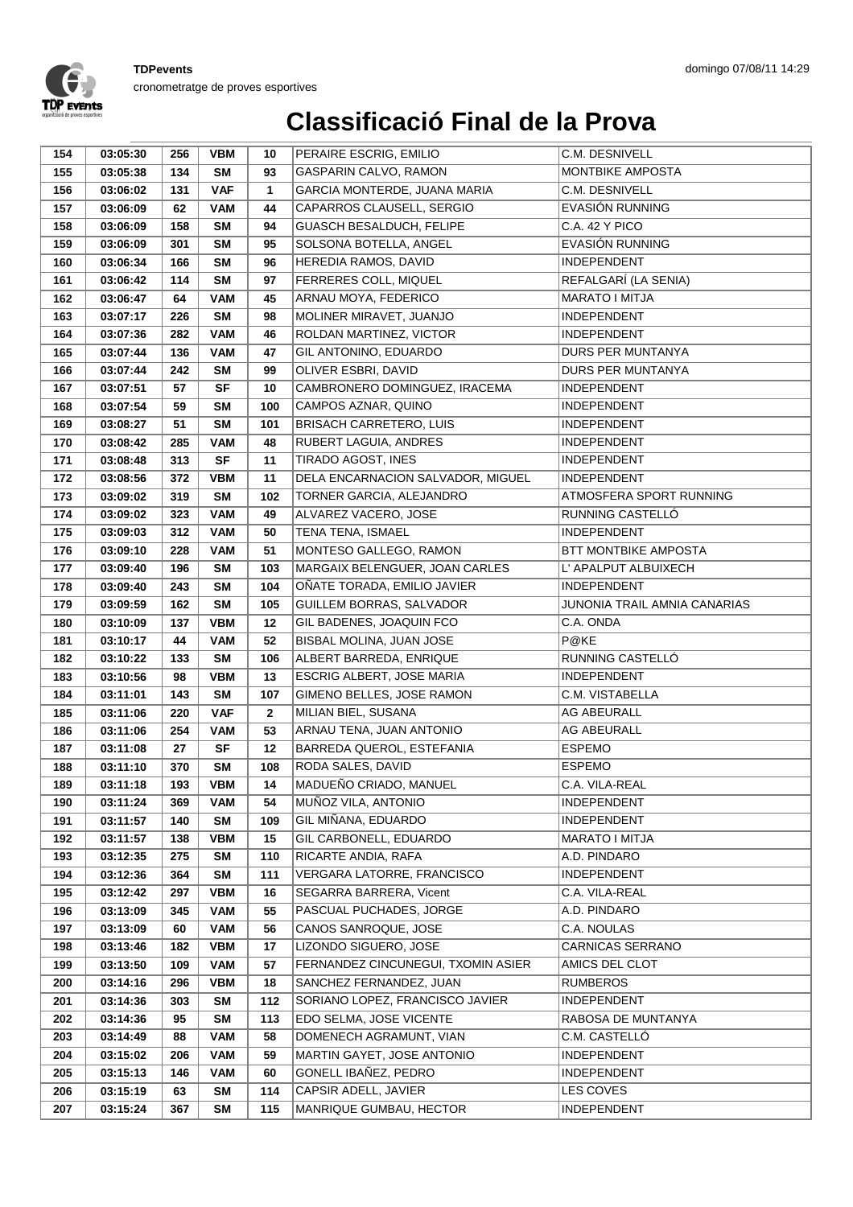# Classificació Final de la Prova

| | | | | | | |
|---|---|---|---|---|---|---|
| 154 | 03:05:30 | 256 | VBM | 10 | PERAIRE ESCRIG, EMILIO | C.M. DESNIVELL |
| 155 | 03:05:38 | 134 | SM | 93 | GASPARIN CALVO, RAMON | MONTBIKE AMPOSTA |
| 156 | 03:06:02 | 131 | VAF | 1 | GARCIA MONTERDE, JUANA MARIA | C.M. DESNIVELL |
| 157 | 03:06:09 | 62 | VAM | 44 | CAPARROS CLAUSELL, SERGIO | EVASIÓN RUNNING |
| 158 | 03:06:09 | 158 | SM | 94 | GUASCH BESALDUCH, FELIPE | C.A. 42 Y PICO |
| 159 | 03:06:09 | 301 | SM | 95 | SOLSONA BOTELLA, ANGEL | EVASIÓN RUNNING |
| 160 | 03:06:34 | 166 | SM | 96 | HEREDIA RAMOS, DAVID | INDEPENDENT |
| 161 | 03:06:42 | 114 | SM | 97 | FERRERES COLL, MIQUEL | REFALGARÍ (LA SENIA) |
| 162 | 03:06:47 | 64 | VAM | 45 | ARNAU MOYA, FEDERICO | MARATO I MITJA |
| 163 | 03:07:17 | 226 | SM | 98 | MOLINER MIRAVET, JUANJO | INDEPENDENT |
| 164 | 03:07:36 | 282 | VAM | 46 | ROLDAN MARTINEZ, VICTOR | INDEPENDENT |
| 165 | 03:07:44 | 136 | VAM | 47 | GIL ANTONINO, EDUARDO | DURS PER MUNTANYA |
| 166 | 03:07:44 | 242 | SM | 99 | OLIVER ESBRI, DAVID | DURS PER MUNTANYA |
| 167 | 03:07:51 | 57 | SF | 10 | CAMBRONERO DOMINGUEZ, IRACEMA | INDEPENDENT |
| 168 | 03:07:54 | 59 | SM | 100 | CAMPOS AZNAR, QUINO | INDEPENDENT |
| 169 | 03:08:27 | 51 | SM | 101 | BRISACH CARRETERO, LUIS | INDEPENDENT |
| 170 | 03:08:42 | 285 | VAM | 48 | RUBERT LAGUIA, ANDRES | INDEPENDENT |
| 171 | 03:08:48 | 313 | SF | 11 | TIRADO AGOST, INES | INDEPENDENT |
| 172 | 03:08:56 | 372 | VBM | 11 | DELA ENCARNACION SALVADOR, MIGUEL | INDEPENDENT |
| 173 | 03:09:02 | 319 | SM | 102 | TORNER GARCIA, ALEJANDRO | ATMOSFERA SPORT RUNNING |
| 174 | 03:09:02 | 323 | VAM | 49 | ALVAREZ VACERO, JOSE | RUNNING CASTELLÓ |
| 175 | 03:09:03 | 312 | VAM | 50 | TENA TENA, ISMAEL | INDEPENDENT |
| 176 | 03:09:10 | 228 | VAM | 51 | MONTESO GALLEGO, RAMON | BTT MONTBIKE AMPOSTA |
| 177 | 03:09:40 | 196 | SM | 103 | MARGAIX BELENGUER, JOAN CARLES | L' APALPUT ALBUIXECH |
| 178 | 03:09:40 | 243 | SM | 104 | OÑATE TORADA, EMILIO JAVIER | INDEPENDENT |
| 179 | 03:09:59 | 162 | SM | 105 | GUILLEM BORRAS, SALVADOR | JUNONIA TRAIL AMNIA CANARIAS |
| 180 | 03:10:09 | 137 | VBM | 12 | GIL BADENES, JOAQUIN FCO | C.A. ONDA |
| 181 | 03:10:17 | 44 | VAM | 52 | BISBAL MOLINA, JUAN JOSE | P@KE |
| 182 | 03:10:22 | 133 | SM | 106 | ALBERT BARREDA, ENRIQUE | RUNNING CASTELLÓ |
| 183 | 03:10:56 | 98 | VBM | 13 | ESCRIG ALBERT, JOSE MARIA | INDEPENDENT |
| 184 | 03:11:01 | 143 | SM | 107 | GIMENO BELLES, JOSE RAMON | C.M. VISTABELLA |
| 185 | 03:11:06 | 220 | VAF | 2 | MILIAN BIEL, SUSANA | AG ABEURALL |
| 186 | 03:11:06 | 254 | VAM | 53 | ARNAU TENA, JUAN ANTONIO | AG ABEURALL |
| 187 | 03:11:08 | 27 | SF | 12 | BARREDA QUEROL, ESTEFANIA | ESPEMO |
| 188 | 03:11:10 | 370 | SM | 108 | RODA SALES, DAVID | ESPEMO |
| 189 | 03:11:18 | 193 | VBM | 14 | MADUEÑO CRIADO, MANUEL | C.A. VILA-REAL |
| 190 | 03:11:24 | 369 | VAM | 54 | MUÑOZ VILA, ANTONIO | INDEPENDENT |
| 191 | 03:11:57 | 140 | SM | 109 | GIL MIÑANA, EDUARDO | INDEPENDENT |
| 192 | 03:11:57 | 138 | VBM | 15 | GIL CARBONELL, EDUARDO | MARATO I MITJA |
| 193 | 03:12:35 | 275 | SM | 110 | RICARTE ANDIA, RAFA | A.D. PINDARO |
| 194 | 03:12:36 | 364 | SM | 111 | VERGARA LATORRE, FRANCISCO | INDEPENDENT |
| 195 | 03:12:42 | 297 | VBM | 16 | SEGARRA BARRERA, Vicent | C.A. VILA-REAL |
| 196 | 03:13:09 | 345 | VAM | 55 | PASCUAL PUCHADES, JORGE | A.D. PINDARO |
| 197 | 03:13:09 | 60 | VAM | 56 | CANOS SANROQUE, JOSE | C.A. NOULAS |
| 198 | 03:13:46 | 182 | VBM | 17 | LIZONDO SIGUERO, JOSE | CARNICAS SERRANO |
| 199 | 03:13:50 | 109 | VAM | 57 | FERNANDEZ CINCUNEGUI, TXOMIN ASIER | AMICS DEL CLOT |
| 200 | 03:14:16 | 296 | VBM | 18 | SANCHEZ FERNANDEZ, JUAN | RUMBEROS |
| 201 | 03:14:36 | 303 | SM | 112 | SORIANO LOPEZ, FRANCISCO JAVIER | INDEPENDENT |
| 202 | 03:14:36 | 95 | SM | 113 | EDO SELMA, JOSE VICENTE | RABOSA DE MUNTANYA |
| 203 | 03:14:49 | 88 | VAM | 58 | DOMENECH AGRAMUNT, VIAN | C.M. CASTELLÓ |
| 204 | 03:15:02 | 206 | VAM | 59 | MARTIN GAYET, JOSE ANTONIO | INDEPENDENT |
| 205 | 03:15:13 | 146 | VAM | 60 | GONELL IBAÑEZ, PEDRO | INDEPENDENT |
| 206 | 03:15:19 | 63 | SM | 114 | CAPSIR ADELL, JAVIER | LES COVES |
| 207 | 03:15:24 | 367 | SM | 115 | MANRIQUE GUMBAU, HECTOR | INDEPENDENT |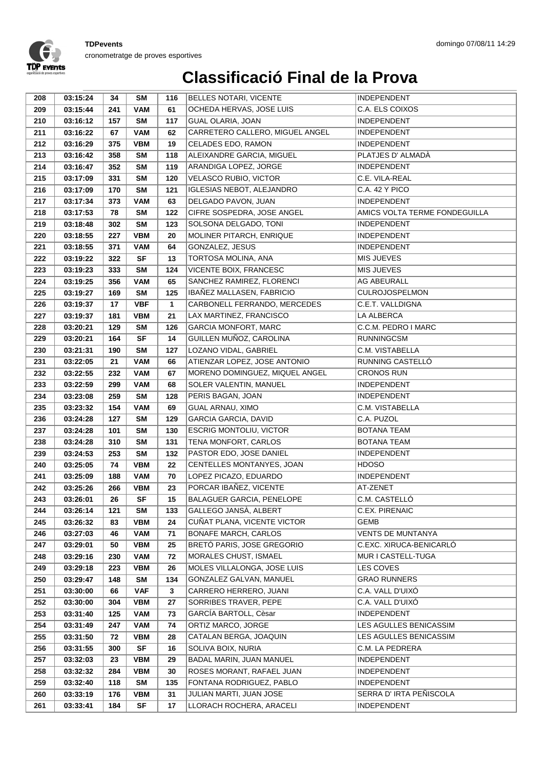# Classificació Final de la Prova

| | | | | | | |
|---|---|---|---|---|---|---|
| 208 | 03:15:24 | 34 | SM | 116 | BELLES NOTARI, VICENTE | INDEPENDENT |
| 209 | 03:15:44 | 241 | VAM | 61 | OCHEDA HERVAS, JOSE LUIS | C.A. ELS COIXOS |
| 210 | 03:16:12 | 157 | SM | 117 | GUAL OLARIA, JOAN | INDEPENDENT |
| 211 | 03:16:22 | 67 | VAM | 62 | CARRETERO CALLERO, MIGUEL ANGEL | INDEPENDENT |
| 212 | 03:16:29 | 375 | VBM | 19 | CELADES EDO, RAMON | INDEPENDENT |
| 213 | 03:16:42 | 358 | SM | 118 | ALEIXANDRE GARCIA, MIGUEL | PLATJES D' ALMADÀ |
| 214 | 03:16:47 | 352 | SM | 119 | ARANDIGA LOPEZ, JORGE | INDEPENDENT |
| 215 | 03:17:09 | 331 | SM | 120 | VELASCO RUBIO, VICTOR | C.E. VILA-REAL |
| 216 | 03:17:09 | 170 | SM | 121 | IGLESIAS NEBOT, ALEJANDRO | C.A. 42 Y PICO |
| 217 | 03:17:34 | 373 | VAM | 63 | DELGADO PAVON, JUAN | INDEPENDENT |
| 218 | 03:17:53 | 78 | SM | 122 | CIFRE SOSPEDRA, JOSE ANGEL | AMICS VOLTA TERME FONDEGUILLA |
| 219 | 03:18:48 | 302 | SM | 123 | SOLSONA DELGADO, TONI | INDEPENDENT |
| 220 | 03:18:55 | 227 | VBM | 20 | MOLINER PITARCH, ENRIQUE | INDEPENDENT |
| 221 | 03:18:55 | 371 | VAM | 64 | GONZALEZ, JESUS | INDEPENDENT |
| 222 | 03:19:22 | 322 | SF | 13 | TORTOSA MOLINA, ANA | MIS JUEVES |
| 223 | 03:19:23 | 333 | SM | 124 | VICENTE BOIX, FRANCESC | MIS JUEVES |
| 224 | 03:19:25 | 356 | VAM | 65 | SANCHEZ RAMIREZ, FLORENCI | AG ABEURALL |
| 225 | 03:19:27 | 169 | SM | 125 | IBAÑEZ MALLASEN, FABRICIO | CULROJOSPELMON |
| 226 | 03:19:37 | 17 | VBF | 1 | CARBONELL FERRANDO, MERCEDES | C.E.T. VALLDIGNA |
| 227 | 03:19:37 | 181 | VBM | 21 | LAX MARTINEZ, FRANCISCO | LA ALBERCA |
| 228 | 03:20:21 | 129 | SM | 126 | GARCIA MONFORT, MARC | C.C.M. PEDRO I MARC |
| 229 | 03:20:21 | 164 | SF | 14 | GUILLEN MUÑOZ, CAROLINA | RUNNINGCSM |
| 230 | 03:21:31 | 190 | SM | 127 | LOZANO VIDAL, GABRIEL | C.M. VISTABELLA |
| 231 | 03:22:05 | 21 | VAM | 66 | ATIENZAR LOPEZ, JOSE ANTONIO | RUNNING CASTELLÓ |
| 232 | 03:22:55 | 232 | VAM | 67 | MORENO DOMINGUEZ, MIQUEL ANGEL | CRONOS RUN |
| 233 | 03:22:59 | 299 | VAM | 68 | SOLER VALENTIN, MANUEL | INDEPENDENT |
| 234 | 03:23:08 | 259 | SM | 128 | PERIS BAGAN, JOAN | INDEPENDENT |
| 235 | 03:23:32 | 154 | VAM | 69 | GUAL ARNAU, XIMO | C.M. VISTABELLA |
| 236 | 03:24:28 | 127 | SM | 129 | GARCIA GARCIA, DAVID | C.A. PUZOL |
| 237 | 03:24:28 | 101 | SM | 130 | ESCRIG MONTOLIU, VICTOR | BOTANA TEAM |
| 238 | 03:24:28 | 310 | SM | 131 | TENA MONFORT, CARLOS | BOTANA TEAM |
| 239 | 03:24:53 | 253 | SM | 132 | PASTOR EDO, JOSE DANIEL | INDEPENDENT |
| 240 | 03:25:05 | 74 | VBM | 22 | CENTELLES MONTANYES, JOAN | HDOSO |
| 241 | 03:25:09 | 188 | VAM | 70 | LOPEZ PICAZO, EDUARDO | INDEPENDENT |
| 242 | 03:25:26 | 266 | VBM | 23 | PORCAR IBAÑEZ, VICENTE | AT-ZENET |
| 243 | 03:26:01 | 26 | SF | 15 | BALAGUER GARCIA, PENELOPE | C.M. CASTELLÓ |
| 244 | 03:26:14 | 121 | SM | 133 | GALLEGO JANSÀ, ALBERT | C.EX. PIRENAIC |
| 245 | 03:26:32 | 83 | VBM | 24 | CUÑAT PLANA, VICENTE VICTOR | GEMB |
| 246 | 03:27:03 | 46 | VAM | 71 | BONAFE MARCH, CARLOS | VENTS DE MUNTANYA |
| 247 | 03:29:01 | 50 | VBM | 25 | BRETÓ PARIS, JOSE GREGORIO | C.EXC. XIRUCA-BENICARLÓ |
| 248 | 03:29:16 | 230 | VAM | 72 | MORALES CHUST, ISMAEL | MUR I CASTELL-TUGA |
| 249 | 03:29:18 | 223 | VBM | 26 | MOLES VILLALONGA, JOSE LUIS | LES COVES |
| 250 | 03:29:47 | 148 | SM | 134 | GONZALEZ GALVAN, MANUEL | GRAO RUNNERS |
| 251 | 03:30:00 | 66 | VAF | 3 | CARRERO HERRERO, JUANI | C.A. VALL D'UIXÓ |
| 252 | 03:30:00 | 304 | VBM | 27 | SORRIBES TRAVER, PEPE | C.A. VALL D'UIXÓ |
| 253 | 03:31:40 | 125 | VAM | 73 | GARCÍA BARTOLL, Cèsar | INDEPENDENT |
| 254 | 03:31:49 | 247 | VAM | 74 | ORTIZ MARCO, JORGE | LES AGULLES BENICASSIM |
| 255 | 03:31:50 | 72 | VBM | 28 | CATALAN BERGA, JOAQUIN | LES AGULLES BENICASSIM |
| 256 | 03:31:55 | 300 | SF | 16 | SOLIVA BOIX, NURIA | C.M. LA PEDRERA |
| 257 | 03:32:03 | 23 | VBM | 29 | BADAL MARIN, JUAN MANUEL | INDEPENDENT |
| 258 | 03:32:32 | 284 | VBM | 30 | ROSES MORANT, RAFAEL JUAN | INDEPENDENT |
| 259 | 03:32:40 | 118 | SM | 135 | FONTANA RODRIGUEZ, PABLO | INDEPENDENT |
| 260 | 03:33:19 | 176 | VBM | 31 | JULIAN MARTI, JUAN JOSE | SERRA D' IRTA PEÑISCOLA |
| 261 | 03:33:41 | 184 | SF | 17 | LLORACH ROCHERA, ARACELI | INDEPENDENT |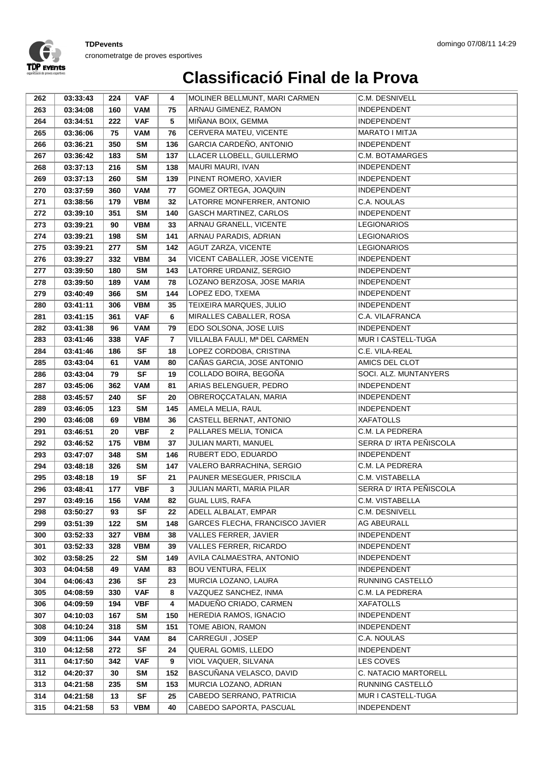# Classificació Final de la Prova

| | | | | | | |
|---|---|---|---|---|---|---|
| 262 | 03:33:43 | 224 | VAF | 4 | MOLINER BELLMUNT, MARI CARMEN | C.M. DESNIVELL |
| 263 | 03:34:08 | 160 | VAM | 75 | ARNAU GIMENEZ, RAMON | INDEPENDENT |
| 264 | 03:34:51 | 222 | VAF | 5 | MIÑANA BOIX, GEMMA | INDEPENDENT |
| 265 | 03:36:06 | 75 | VAM | 76 | CERVERA MATEU, VICENTE | MARATO I MITJA |
| 266 | 03:36:21 | 350 | SM | 136 | GARCIA CARDEÑO, ANTONIO | INDEPENDENT |
| 267 | 03:36:42 | 183 | SM | 137 | LLACER LLOBELL, GUILLERMO | C.M. BOTAMARGES |
| 268 | 03:37:13 | 216 | SM | 138 | MAURI MAURI, IVAN | INDEPENDENT |
| 269 | 03:37:13 | 260 | SM | 139 | PINENT ROMERO, XAVIER | INDEPENDENT |
| 270 | 03:37:59 | 360 | VAM | 77 | GOMEZ ORTEGA, JOAQUIN | INDEPENDENT |
| 271 | 03:38:56 | 179 | VBM | 32 | LATORRE MONFERRER, ANTONIO | C.A. NOULAS |
| 272 | 03:39:10 | 351 | SM | 140 | GASCH MARTINEZ, CARLOS | INDEPENDENT |
| 273 | 03:39:21 | 90 | VBM | 33 | ARNAU GRANELL, VICENTE | LEGIONARIOS |
| 274 | 03:39:21 | 198 | SM | 141 | ARNAU PARADIS, ADRIAN | LEGIONARIOS |
| 275 | 03:39:21 | 277 | SM | 142 | AGUT ZARZA, VICENTE | LEGIONARIOS |
| 276 | 03:39:27 | 332 | VBM | 34 | VICENT CABALLER, JOSE VICENTE | INDEPENDENT |
| 277 | 03:39:50 | 180 | SM | 143 | LATORRE URDANIZ, SERGIO | INDEPENDENT |
| 278 | 03:39:50 | 189 | VAM | 78 | LOZANO BERZOSA, JOSE MARIA | INDEPENDENT |
| 279 | 03:40:49 | 366 | SM | 144 | LOPEZ EDO, TXEMA | INDEPENDENT |
| 280 | 03:41:11 | 306 | VBM | 35 | TEIXEIRA MARQUES, JULIO | INDEPENDENT |
| 281 | 03:41:15 | 361 | VAF | 6 | MIRALLES CABALLER, ROSA | C.A. VILAFRANCA |
| 282 | 03:41:38 | 96 | VAM | 79 | EDO SOLSONA, JOSE LUIS | INDEPENDENT |
| 283 | 03:41:46 | 338 | VAF | 7 | VILLALBA FAULI, Mª DEL CARMEN | MUR I CASTELL-TUGA |
| 284 | 03:41:46 | 186 | SF | 18 | LOPEZ CORDOBA, CRISTINA | C.E. VILA-REAL |
| 285 | 03:43:04 | 61 | VAM | 80 | CAÑAS GARCIA, JOSE ANTONIO | AMICS DEL CLOT |
| 286 | 03:43:04 | 79 | SF | 19 | COLLADO BOIRA, BEGOÑA | SOCI. ALZ. MUNTANYERS |
| 287 | 03:45:06 | 362 | VAM | 81 | ARIAS BELENGUER, PEDRO | INDEPENDENT |
| 288 | 03:45:57 | 240 | SF | 20 | OBREROÇCATALAN, MARIA | INDEPENDENT |
| 289 | 03:46:05 | 123 | SM | 145 | AMELA MELIA, RAUL | INDEPENDENT |
| 290 | 03:46:08 | 69 | VBM | 36 | CASTELL BERNAT, ANTONIO | XAFATOLLS |
| 291 | 03:46:51 | 20 | VBF | 2 | PALLARES MELIA, TONICA | C.M. LA PEDRERA |
| 292 | 03:46:52 | 175 | VBM | 37 | JULIAN MARTI, MANUEL | SERRA D' IRTA PEÑISCOLA |
| 293 | 03:47:07 | 348 | SM | 146 | RUBERT EDO, EDUARDO | INDEPENDENT |
| 294 | 03:48:18 | 326 | SM | 147 | VALERO BARRACHINA, SERGIO | C.M. LA PEDRERA |
| 295 | 03:48:18 | 19 | SF | 21 | PAUNER MESEGUER, PRISCILA | C.M. VISTABELLA |
| 296 | 03:48:41 | 177 | VBF | 3 | JULIAN MARTI, MARIA PILAR | SERRA D' IRTA PEÑISCOLA |
| 297 | 03:49:16 | 156 | VAM | 82 | GUAL LUIS, RAFA | C.M. VISTABELLA |
| 298 | 03:50:27 | 93 | SF | 22 | ADELL ALBALAT, EMPAR | C.M. DESNIVELL |
| 299 | 03:51:39 | 122 | SM | 148 | GARCES FLECHA, FRANCISCO JAVIER | AG ABEURALL |
| 300 | 03:52:33 | 327 | VBM | 38 | VALLES FERRER, JAVIER | INDEPENDENT |
| 301 | 03:52:33 | 328 | VBM | 39 | VALLES FERRER, RICARDO | INDEPENDENT |
| 302 | 03:58:25 | 22 | SM | 149 | AVILA CALMAESTRA, ANTONIO | INDEPENDENT |
| 303 | 04:04:58 | 49 | VAM | 83 | BOU VENTURA, FELIX | INDEPENDENT |
| 304 | 04:06:43 | 236 | SF | 23 | MURCIA LOZANO, LAURA | RUNNING CASTELLÓ |
| 305 | 04:08:59 | 330 | VAF | 8 | VAZQUEZ SANCHEZ, INMA | C.M. LA PEDRERA |
| 306 | 04:09:59 | 194 | VBF | 4 | MADUEÑO CRIADO, CARMEN | XAFATOLLS |
| 307 | 04:10:03 | 167 | SM | 150 | HEREDIA RAMOS, IGNACIO | INDEPENDENT |
| 308 | 04:10:24 | 318 | SM | 151 | TOME ABION, RAMON | INDEPENDENT |
| 309 | 04:11:06 | 344 | VAM | 84 | CARREGUI , JOSEP | C.A. NOULAS |
| 310 | 04:12:58 | 272 | SF | 24 | QUERAL GOMIS, LLEDO | INDEPENDENT |
| 311 | 04:17:50 | 342 | VAF | 9 | VIOL VAQUER, SILVANA | LES COVES |
| 312 | 04:20:37 | 30 | SM | 152 | BASCUÑANA VELASCO, DAVID | C. NATACIO MARTORELL |
| 313 | 04:21:58 | 235 | SM | 153 | MURCIA LOZANO, ADRIAN | RUNNING CASTELLÓ |
| 314 | 04:21:58 | 13 | SF | 25 | CABEDO SERRANO, PATRICIA | MUR I CASTELL-TUGA |
| 315 | 04:21:58 | 53 | VBM | 40 | CABEDO SAPORTA, PASCUAL | INDEPENDENT |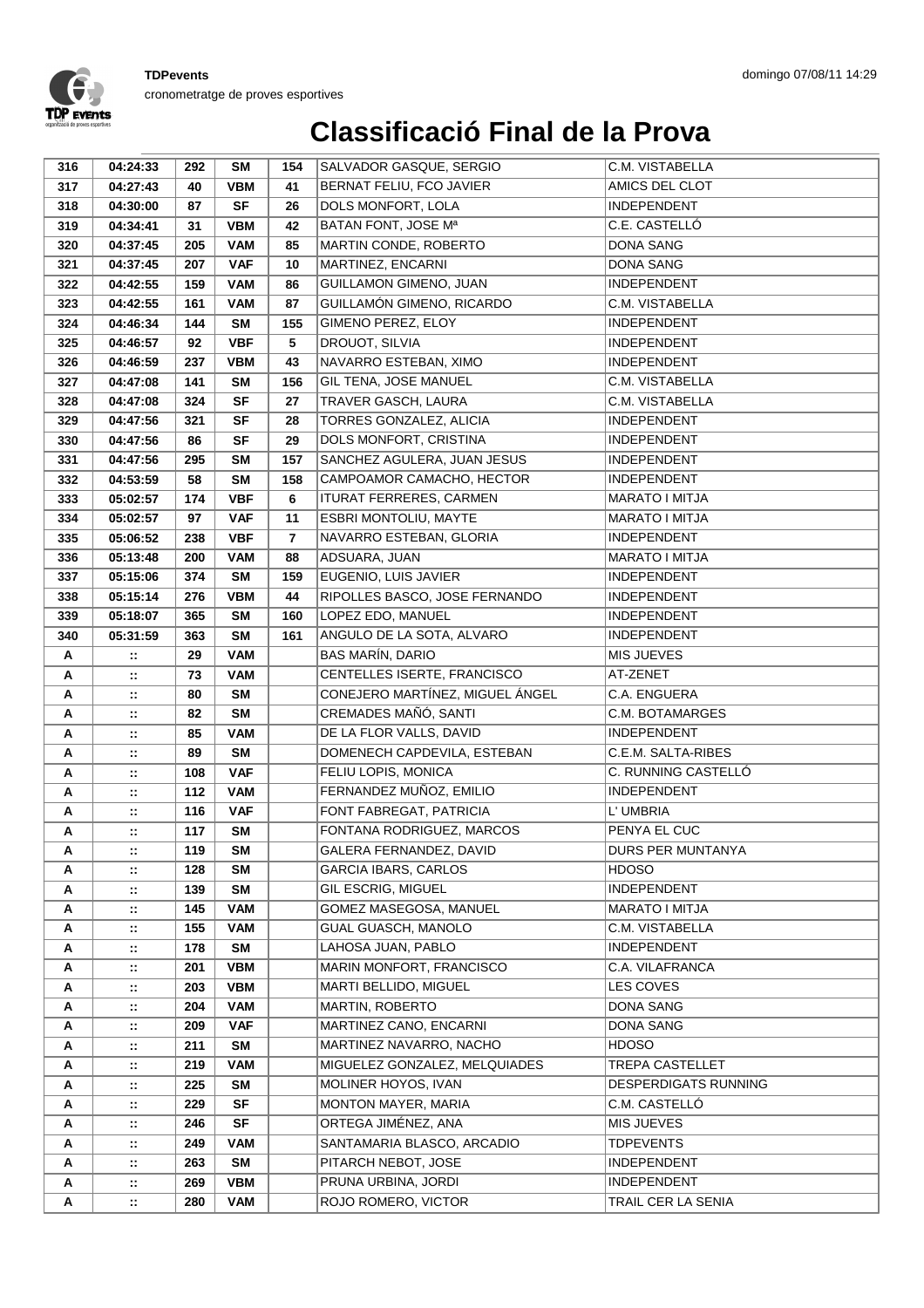# Classificació Final de la Prova

| | | | | | | |
|---|---|---|---|---|---|---|
| 316 | 04:24:33 | 292 | SM | 154 | SALVADOR GASQUE, SERGIO | C.M. VISTABELLA |
| 317 | 04:27:43 | 40 | VBM | 41 | BERNAT FELIU, FCO JAVIER | AMICS DEL CLOT |
| 318 | 04:30:00 | 87 | SF | 26 | DOLS MONFORT, LOLA | INDEPENDENT |
| 319 | 04:34:41 | 31 | VBM | 42 | BATAN FONT, JOSE Mª | C.E. CASTELLÓ |
| 320 | 04:37:45 | 205 | VAM | 85 | MARTIN CONDE, ROBERTO | DONA SANG |
| 321 | 04:37:45 | 207 | VAF | 10 | MARTINEZ, ENCARNI | DONA SANG |
| 322 | 04:42:55 | 159 | VAM | 86 | GUILLAMON GIMENO, JUAN | INDEPENDENT |
| 323 | 04:42:55 | 161 | VAM | 87 | GUILLAMÓN GIMENO, RICARDO | C.M. VISTABELLA |
| 324 | 04:46:34 | 144 | SM | 155 | GIMENO PEREZ, ELOY | INDEPENDENT |
| 325 | 04:46:57 | 92 | VBF | 5 | DROUOT, SILVIA | INDEPENDENT |
| 326 | 04:46:59 | 237 | VBM | 43 | NAVARRO ESTEBAN, XIMO | INDEPENDENT |
| 327 | 04:47:08 | 141 | SM | 156 | GIL TENA, JOSE MANUEL | C.M. VISTABELLA |
| 328 | 04:47:08 | 324 | SF | 27 | TRAVER GASCH, LAURA | C.M. VISTABELLA |
| 329 | 04:47:56 | 321 | SF | 28 | TORRES GONZALEZ, ALICIA | INDEPENDENT |
| 330 | 04:47:56 | 86 | SF | 29 | DOLS MONFORT, CRISTINA | INDEPENDENT |
| 331 | 04:47:56 | 295 | SM | 157 | SANCHEZ AGULERA, JUAN JESUS | INDEPENDENT |
| 332 | 04:53:59 | 58 | SM | 158 | CAMPOAMOR CAMACHO, HECTOR | INDEPENDENT |
| 333 | 05:02:57 | 174 | VBF | 6 | ITURAT FERRERES, CARMEN | MARATO I MITJA |
| 334 | 05:02:57 | 97 | VAF | 11 | ESBRI MONTOLIU, MAYTE | MARATO I MITJA |
| 335 | 05:06:52 | 238 | VBF | 7 | NAVARRO ESTEBAN, GLORIA | INDEPENDENT |
| 336 | 05:13:48 | 200 | VAM | 88 | ADSUARA, JUAN | MARATO I MITJA |
| 337 | 05:15:06 | 374 | SM | 159 | EUGENIO, LUIS JAVIER | INDEPENDENT |
| 338 | 05:15:14 | 276 | VBM | 44 | RIPOLLES BASCO, JOSE FERNANDO | INDEPENDENT |
| 339 | 05:18:07 | 365 | SM | 160 | LOPEZ EDO, MANUEL | INDEPENDENT |
| 340 | 05:31:59 | 363 | SM | 161 | ANGULO DE LA SOTA, ALVARO | INDEPENDENT |
| A | :: | 29 | VAM | | BAS MARÍN, DARIO | MIS JUEVES |
| A | :: | 73 | VAM | | CENTELLES ISERTE, FRANCISCO | AT-ZENET |
| A | :: | 80 | SM | | CONEJERO MARTÍNEZ, MIGUEL ÁNGEL | C.A. ENGUERA |
| A | :: | 82 | SM | | CREMADES MAÑÓ, SANTI | C.M. BOTAMARGES |
| A | :: | 85 | VAM | | DE LA FLOR VALLS, DAVID | INDEPENDENT |
| A | :: | 89 | SM | | DOMENECH CAPDEVILA, ESTEBAN | C.E.M. SALTA-RIBES |
| A | :: | 108 | VAF | | FELIU LOPIS, MONICA | C. RUNNING CASTELLÓ |
| A | :: | 112 | VAM | | FERNANDEZ MUÑOZ, EMILIO | INDEPENDENT |
| A | :: | 116 | VAF | | FONT FABREGAT, PATRICIA | L' UMBRIA |
| A | :: | 117 | SM | | FONTANA RODRIGUEZ, MARCOS | PENYA EL CUC |
| A | :: | 119 | SM | | GALERA FERNANDEZ, DAVID | DURS PER MUNTANYA |
| A | :: | 128 | SM | | GARCIA IBARS, CARLOS | HDOSO |
| A | :: | 139 | SM | | GIL ESCRIG, MIGUEL | INDEPENDENT |
| A | :: | 145 | VAM | | GOMEZ MASEGOSA, MANUEL | MARATO I MITJA |
| A | :: | 155 | VAM | | GUAL GUASCH, MANOLO | C.M. VISTABELLA |
| A | :: | 178 | SM | | LAHOSA JUAN, PABLO | INDEPENDENT |
| A | :: | 201 | VBM | | MARIN MONFORT, FRANCISCO | C.A. VILAFRANCA |
| A | :: | 203 | VBM | | MARTI BELLIDO, MIGUEL | LES COVES |
| A | :: | 204 | VAM | | MARTIN, ROBERTO | DONA SANG |
| A | :: | 209 | VAF | | MARTINEZ CANO, ENCARNI | DONA SANG |
| A | :: | 211 | SM | | MARTINEZ NAVARRO, NACHO | HDOSO |
| A | :: | 219 | VAM | | MIGUELEZ GONZALEZ, MELQUIADES | TREPA CASTELLET |
| A | :: | 225 | SM | | MOLINER HOYOS, IVAN | DESPERDIGATS RUNNING |
| A | :: | 229 | SF | | MONTON MAYER, MARIA | C.M. CASTELLÓ |
| A | :: | 246 | SF | | ORTEGA JIMÉNEZ, ANA | MIS JUEVES |
| A | :: | 249 | VAM | | SANTAMARIA BLASCO, ARCADIO | TDPEVENTS |
| A | :: | 263 | SM | | PITARCH NEBOT, JOSE | INDEPENDENT |
| A | :: | 269 | VBM | | PRUNA URBINA, JORDI | INDEPENDENT |
| A | :: | 280 | VAM | | ROJO ROMERO, VICTOR | TRAIL CER LA SENIA |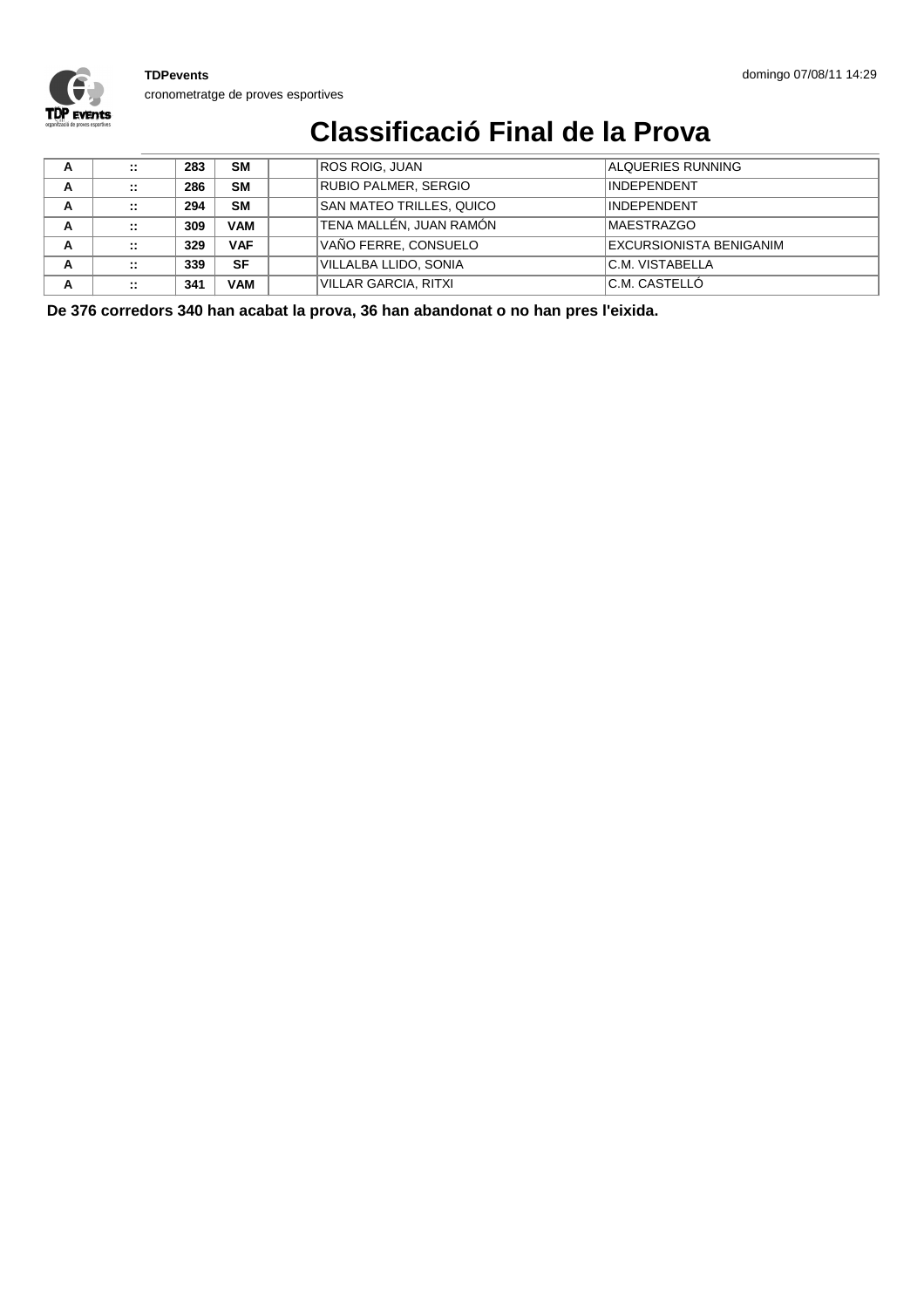# Classificació Final de la Prova

| | | | | | | |
|---|---|---|---|---|---|---|
| A | :: | 283 | SM | | ROS ROIG, JUAN | ALQUERIES RUNNING |
| A | :: | 286 | SM | | RUBIO PALMER, SERGIO | INDEPENDENT |
| A | :: | 294 | SM | | SAN MATEO TRILLES, QUICO | INDEPENDENT |
| A | :: | 309 | VAM | | TENA MALLÉN, JUAN RAMÓN | MAESTRAZGO |
| A | :: | 329 | VAF | | VAÑO FERRE, CONSUELO | EXCURSIONISTA BENIGANIM |
| A | :: | 339 | SF | | VILLALBA LLIDO, SONIA | C.M. VISTABELLA |
| A | :: | 341 | VAM | | VILLAR GARCIA, RITXI | C.M. CASTELLÓ |

**De 376 corredors 340 han acabat la prova, 36 han abandonat o no han pres l'eixida.**